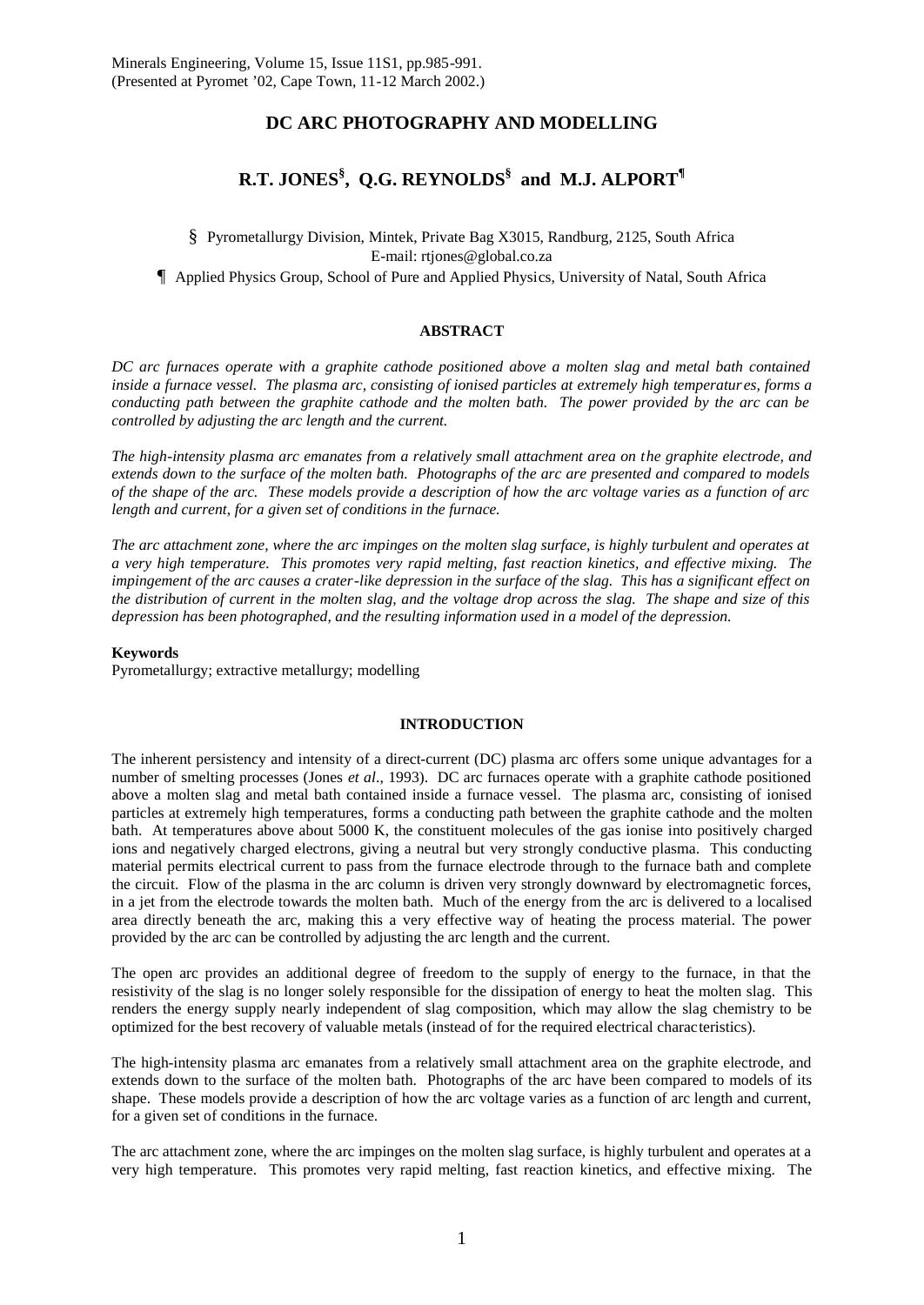Minerals Engineering, Volume 15, Issue 11S1, pp.985-991.
(Presented at Pyromet '02, Cape Town, 11-12 March 2002.)

# DC ARC PHOTOGRAPHY AND MODELLING

## R.T. JONES[§], Q.G. REYNOLDS[§] and M.J. ALPORT[¶]

§ Pyrometallurgy Division, Mintek, Private Bag X3015, Randburg, 2125, South Africa
E-mail: rtjones@global.co.za

¶ Applied Physics Group, School of Pure and Applied Physics, University of Natal, South Africa

### ABSTRACT

*DC arc furnaces operate with a graphite cathode positioned above a molten slag and metal bath contained inside a furnace vessel. The plasma arc, consisting of ionised particles at extremely high temperatures, forms a conducting path between the graphite cathode and the molten bath. The power provided by the arc can be controlled by adjusting the arc length and the current.*

*The high-intensity plasma arc emanates from a relatively small attachment area on the graphite electrode, and extends down to the surface of the molten bath. Photographs of the arc are presented and compared to models of the shape of the arc. These models provide a description of how the arc voltage varies as a function of arc length and current, for a given set of conditions in the furnace.*

*The arc attachment zone, where the arc impinges on the molten slag surface, is highly turbulent and operates at a very high temperature. This promotes very rapid melting, fast reaction kinetics, and effective mixing. The impingement of the arc causes a crater-like depression in the surface of the slag. This has a significant effect on the distribution of current in the molten slag, and the voltage drop across the slag. The shape and size of this depression has been photographed, and the resulting information used in a model of the depression.*

**Keywords**
Pyrometallurgy; extractive metallurgy; modelling

### INTRODUCTION

The inherent persistency and intensity of a direct-current (DC) plasma arc offers some unique advantages for a number of smelting processes (Jones *et al*., 1993). DC arc furnaces operate with a graphite cathode positioned above a molten slag and metal bath contained inside a furnace vessel. The plasma arc, consisting of ionised particles at extremely high temperatures, forms a conducting path between the graphite cathode and the molten bath. At temperatures above about 5000 K, the constituent molecules of the gas ionise into positively charged ions and negatively charged electrons, giving a neutral but very strongly conductive plasma. This conducting material permits electrical current to pass from the furnace electrode through to the furnace bath and complete the circuit. Flow of the plasma in the arc column is driven very strongly downward by electromagnetic forces, in a jet from the electrode towards the molten bath. Much of the energy from the arc is delivered to a localised area directly beneath the arc, making this a very effective way of heating the process material. The power provided by the arc can be controlled by adjusting the arc length and the current.

The open arc provides an additional degree of freedom to the supply of energy to the furnace, in that the resistivity of the slag is no longer solely responsible for the dissipation of energy to heat the molten slag. This renders the energy supply nearly independent of slag composition, which may allow the slag chemistry to be optimized for the best recovery of valuable metals (instead of for the required electrical characteristics).

The high-intensity plasma arc emanates from a relatively small attachment area on the graphite electrode, and extends down to the surface of the molten bath. Photographs of the arc have been compared to models of its shape. These models provide a description of how the arc voltage varies as a function of arc length and current, for a given set of conditions in the furnace.

The arc attachment zone, where the arc impinges on the molten slag surface, is highly turbulent and operates at a very high temperature. This promotes very rapid melting, fast reaction kinetics, and effective mixing. The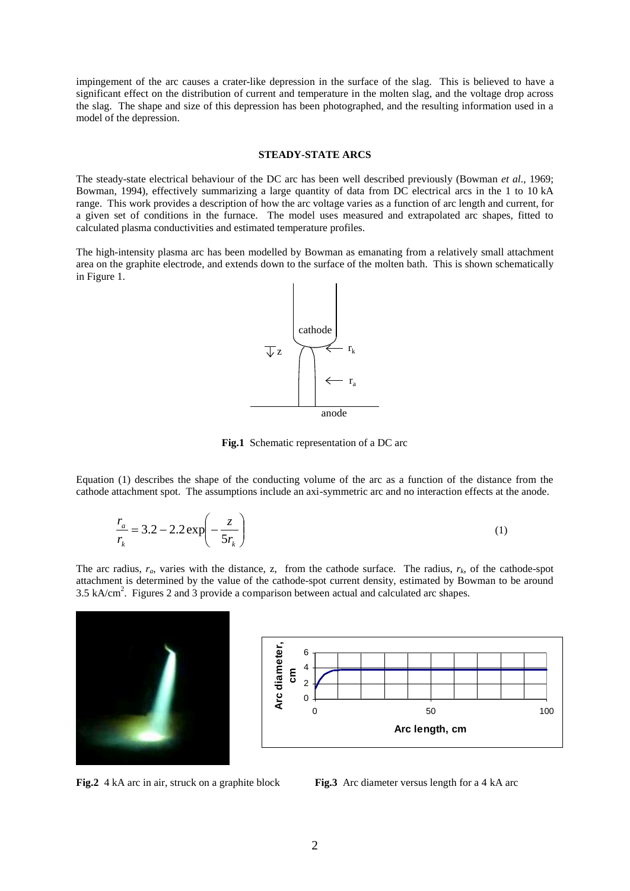impingement of the arc causes a crater-like depression in the surface of the slag. This is believed to have a significant effect on the distribution of current and temperature in the molten slag, and the voltage drop across the slag. The shape and size of this depression has been photographed, and the resulting information used in a model of the depression.

## STEADY-STATE ARCS

The steady-state electrical behaviour of the DC arc has been well described previously (Bowman *et al*., 1969; Bowman, 1994), effectively summarizing a large quantity of data from DC electrical arcs in the 1 to 10 kA range. This work provides a description of how the arc voltage varies as a function of arc length and current, for a given set of conditions in the furnace. The model uses measured and extrapolated arc shapes, fitted to calculated plasma conductivities and estimated temperature profiles.

The high-intensity plasma arc has been modelled by Bowman as emanating from a relatively small attachment area on the graphite electrode, and extends down to the surface of the molten bath. This is shown schematically in Figure 1.

**Fig.1** Schematic representation of a DC arc

Equation (1) describes the shape of the conducting volume of the arc as a function of the distance from the cathode attachment spot. The assumptions include an axi-symmetric arc and no interaction effects at the anode.

$$\frac{r_a}{r_k} = 3.2 - 2.2\exp\left(-\frac{z}{5r_k}\right) \tag{1}$$

The arc radius, $r_a$, varies with the distance, z, from the cathode surface. The radius, $r_k$, of the cathode-spot attachment is determined by the value of the cathode-spot current density, estimated by Bowman to be around 3.5 kA/cm$^2$. Figures 2 and 3 provide a comparison between actual and calculated arc shapes.

**Fig.2** 4 kA arc in air, struck on a graphite block

**Fig.3** Arc diameter versus length for a 4 kA arc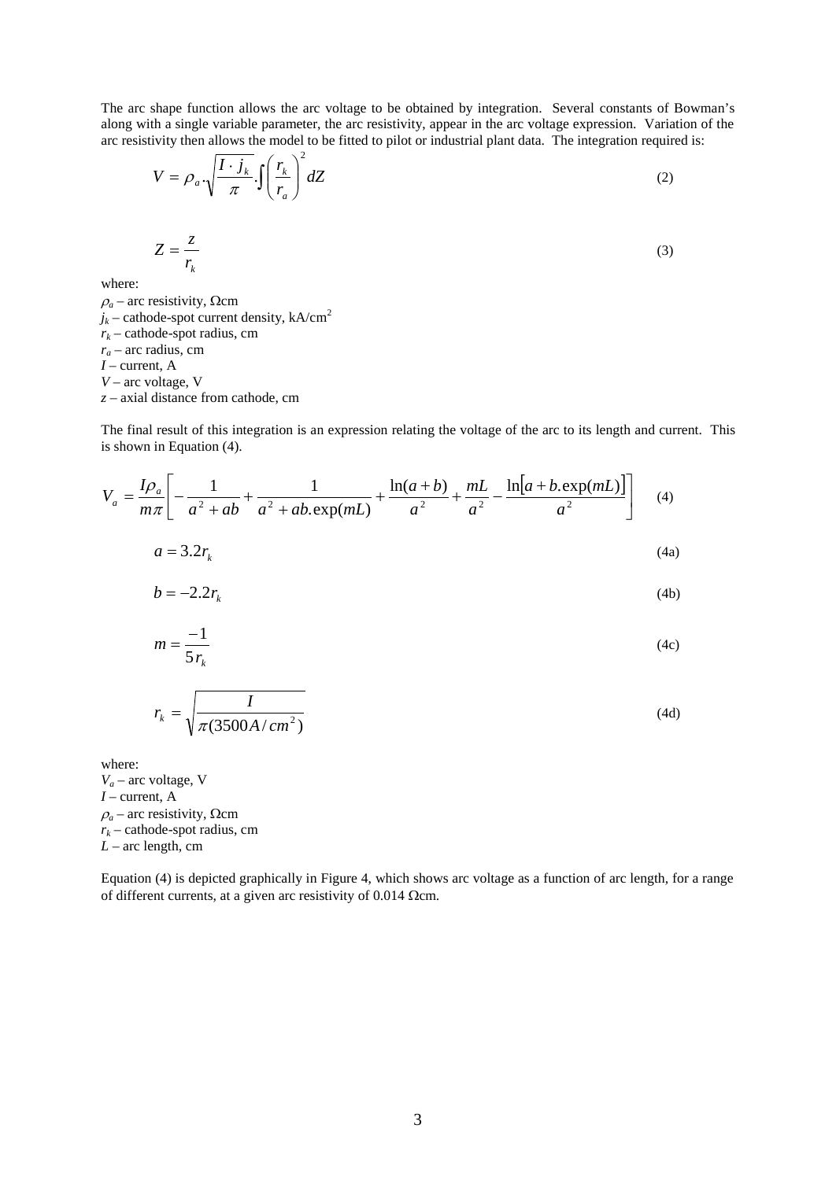The arc shape function allows the arc voltage to be obtained by integration. Several constants of Bowman's along with a single variable parameter, the arc resistivity, appear in the arc voltage expression. Variation of the arc resistivity then allows the model to be fitted to pilot or industrial plant data. The integration required is:

$$V = \rho_a . \sqrt{\frac{I \cdot j_k}{\pi}} . \int \left( \frac{r_k}{r_a} \right)^2 dZ \tag{2}$$

$$Z = \frac{z}{r_k} \tag{3}$$

where:

$\rho_a$ – arc resistivity, Ωcm  
$j_k$ – cathode-spot current density, kA/cm$^2$  
$r_k$ – cathode-spot radius, cm  
$r_a$ – arc radius, cm  
$I$ – current, A  
$V$ – arc voltage, V  
$z$ – axial distance from cathode, cm

The final result of this integration is an expression relating the voltage of the arc to its length and current. This is shown in Equation (4).

$$V_a = \frac{I\rho_a}{m\pi} \left[ -\frac{1}{a^2 + ab} + \frac{1}{a^2 + ab.\exp(mL)} + \frac{\ln(a+b)}{a^2} + \frac{mL}{a^2} - \frac{\ln[a + b.\exp(mL)]}{a^2} \right] \tag{4}$$

$$a = 3.2 r_k \tag{4a}$$

$$b = -2.2 r_k \tag{4b}$$

$$m = \frac{-1}{5 r_k} \tag{4c}$$

$$r_k = \sqrt{\frac{I}{\pi (3500 A/cm^2)}} \tag{4d}$$

where:

$V_a$ – arc voltage, V  
$I$ – current, A  
$\rho_a$ – arc resistivity, Ωcm  
$r_k$ – cathode-spot radius, cm  
$L$ – arc length, cm

Equation (4) is depicted graphically in Figure 4, which shows arc voltage as a function of arc length, for a range of different currents, at a given arc resistivity of 0.014 Ωcm.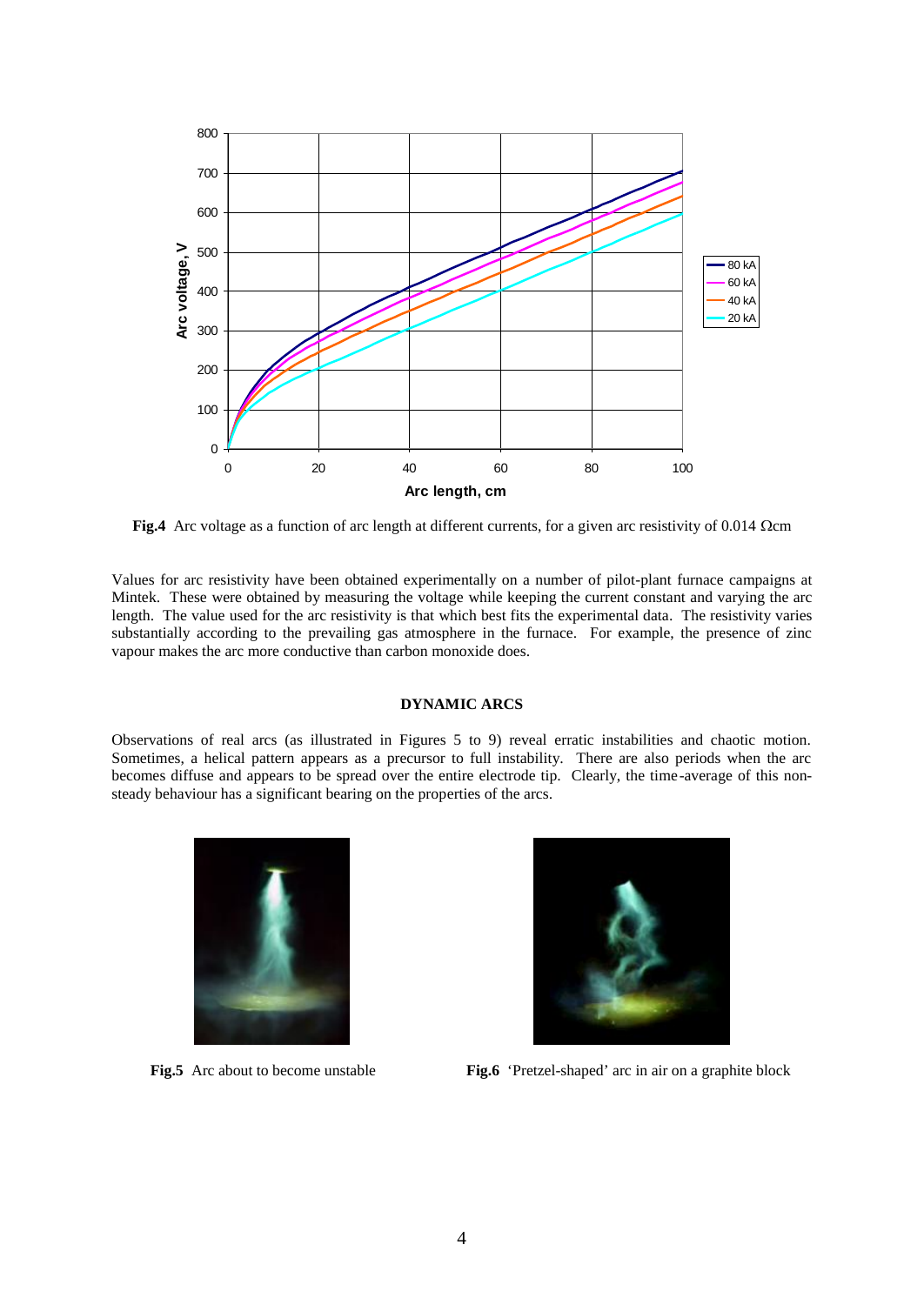**Fig.4** Arc voltage as a function of arc length at different currents, for a given arc resistivity of 0.014 Ωcm

Values for arc resistivity have been obtained experimentally on a number of pilot-plant furnace campaigns at Mintek. These were obtained by measuring the voltage while keeping the current constant and varying the arc length. The value used for the arc resistivity is that which best fits the experimental data. The resistivity varies substantially according to the prevailing gas atmosphere in the furnace. For example, the presence of zinc vapour makes the arc more conductive than carbon monoxide does.

## DYNAMIC ARCS

Observations of real arcs (as illustrated in Figures 5 to 9) reveal erratic instabilities and chaotic motion. Sometimes, a helical pattern appears as a precursor to full instability. There are also periods when the arc becomes diffuse and appears to be spread over the entire electrode tip. Clearly, the time-average of this non-steady behaviour has a significant bearing on the properties of the arcs.

**Fig.5** Arc about to become unstable

**Fig.6** 'Pretzel-shaped' arc in air on a graphite block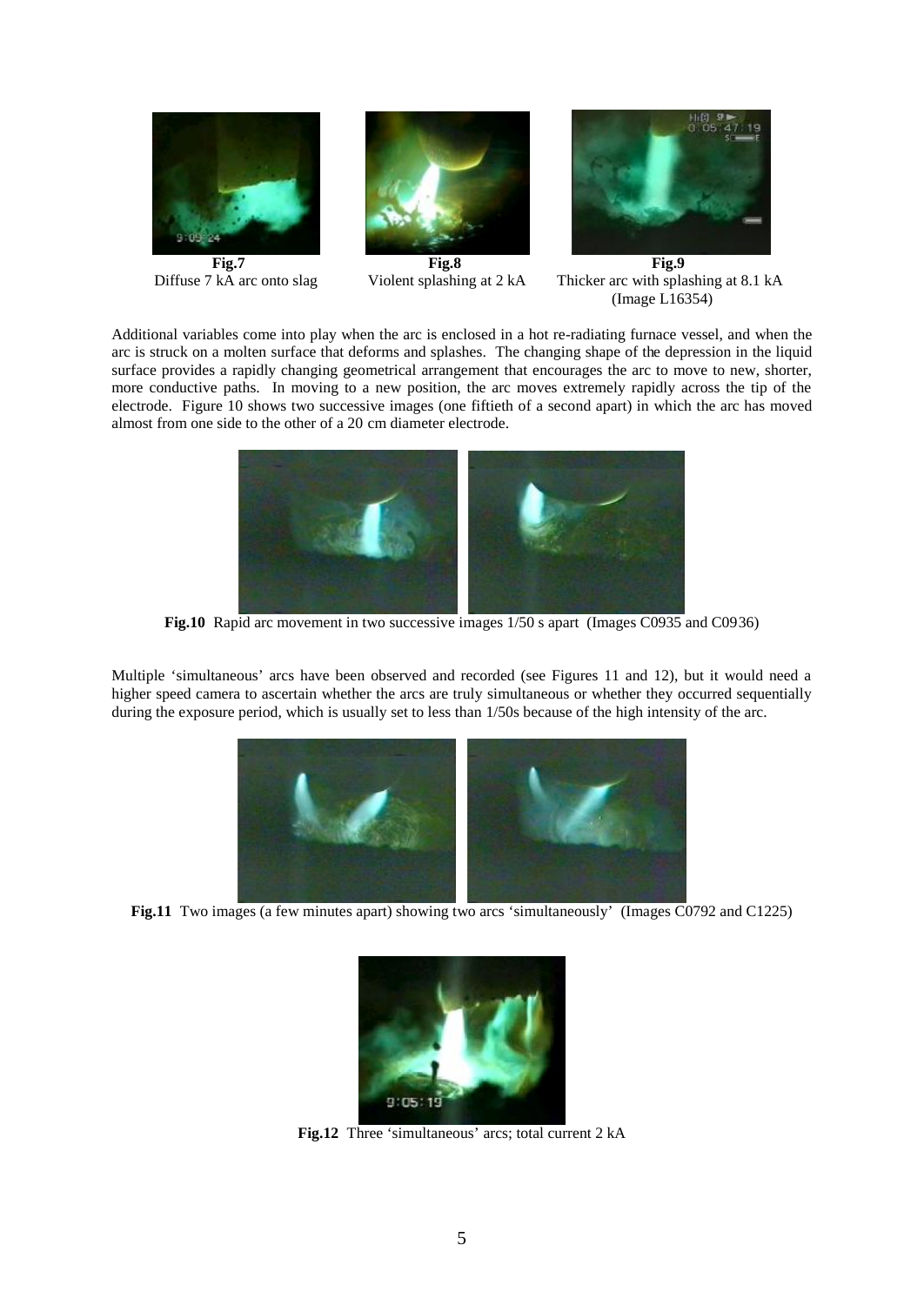**Fig.7**
Diffuse 7 kA arc onto slag

**Fig.8**
Violent splashing at 2 kA

**Fig.9**
Thicker arc with splashing at 8.1 kA (Image L16354)

Additional variables come into play when the arc is enclosed in a hot re-radiating furnace vessel, and when the arc is struck on a molten surface that deforms and splashes. The changing shape of the depression in the liquid surface provides a rapidly changing geometrical arrangement that encourages the arc to move to new, shorter, more conductive paths. In moving to a new position, the arc moves extremely rapidly across the tip of the electrode. Figure 10 shows two successive images (one fiftieth of a second apart) in which the arc has moved almost from one side to the other of a 20 cm diameter electrode.

**Fig.10** Rapid arc movement in two successive images 1/50 s apart (Images C0935 and C0936)

Multiple 'simultaneous' arcs have been observed and recorded (see Figures 11 and 12), but it would need a higher speed camera to ascertain whether the arcs are truly simultaneous or whether they occurred sequentially during the exposure period, which is usually set to less than 1/50s because of the high intensity of the arc.

**Fig.11** Two images (a few minutes apart) showing two arcs 'simultaneously' (Images C0792 and C1225)

**Fig.12** Three 'simultaneous' arcs; total current 2 kA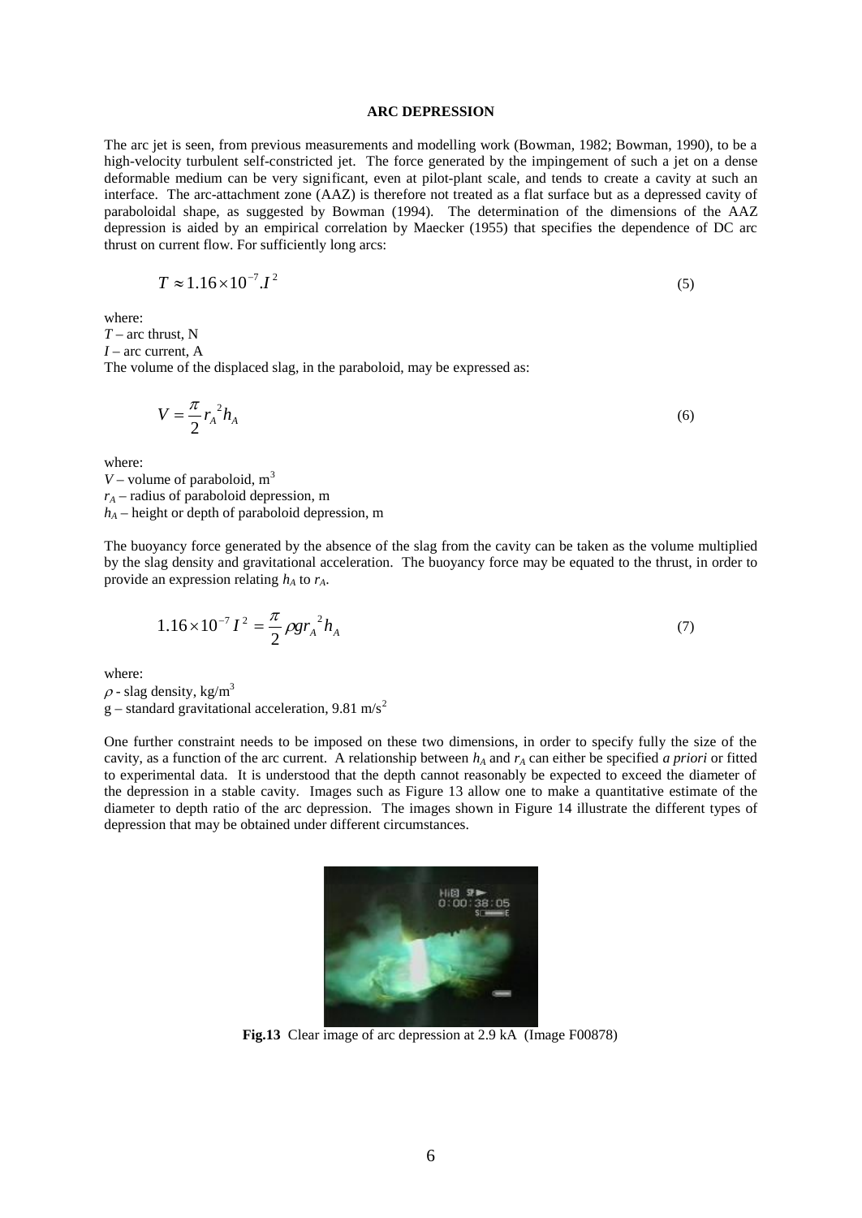## ARC DEPRESSION

The arc jet is seen, from previous measurements and modelling work (Bowman, 1982; Bowman, 1990), to be a high-velocity turbulent self-constricted jet. The force generated by the impingement of such a jet on a dense deformable medium can be very significant, even at pilot-plant scale, and tends to create a cavity at such an interface. The arc-attachment zone (AAZ) is therefore not treated as a flat surface but as a depressed cavity of paraboloidal shape, as suggested by Bowman (1994). The determination of the dimensions of the AAZ depression is aided by an empirical correlation by Maecker (1955) that specifies the dependence of DC arc thrust on current flow. For sufficiently long arcs:

$$T \approx 1.16 \times 10^{-7} . I^2 \tag{5}$$

where:
$T$ – arc thrust, N
$I$ – arc current, A

The volume of the displaced slag, in the paraboloid, may be expressed as:

$$V = \frac{\pi}{2} r_A^{\ 2} h_A \tag{6}$$

where:
$V$ – volume of paraboloid, $m^3$
$r_A$ – radius of paraboloid depression, m
$h_A$ – height or depth of paraboloid depression, m

The buoyancy force generated by the absence of the slag from the cavity can be taken as the volume multiplied by the slag density and gravitational acceleration. The buoyancy force may be equated to the thrust, in order to provide an expression relating $h_A$ to $r_A$.

$$1.16 \times 10^{-7} I^2 = \frac{\pi}{2} \rho g r_A^{\ 2} h_A \tag{7}$$

where:
$\rho$ - slag density, $kg/m^3$
g – standard gravitational acceleration, 9.81 $m/s^2$

One further constraint needs to be imposed on these two dimensions, in order to specify fully the size of the cavity, as a function of the arc current. A relationship between $h_A$ and $r_A$ can either be specified *a priori* or fitted to experimental data. It is understood that the depth cannot reasonably be expected to exceed the diameter of the depression in a stable cavity. Images such as Figure 13 allow one to make a quantitative estimate of the diameter to depth ratio of the arc depression. The images shown in Figure 14 illustrate the different types of depression that may be obtained under different circumstances.

**Fig.13** Clear image of arc depression at 2.9 kA (Image F00878)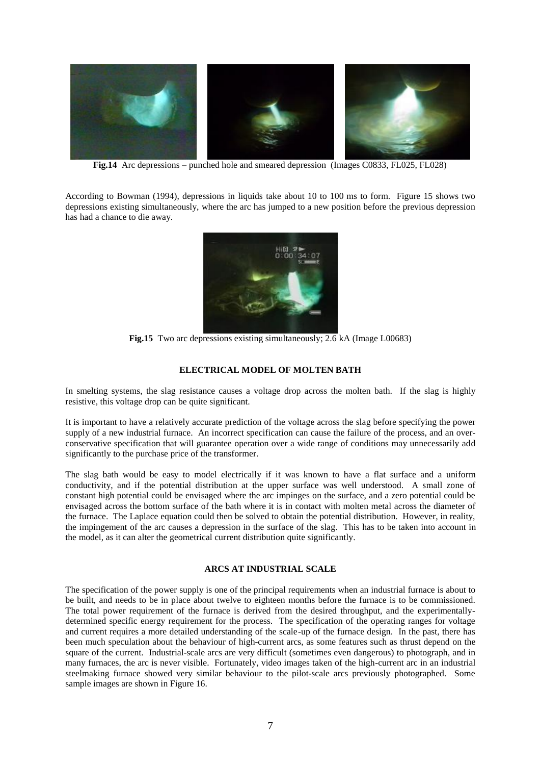**Fig.14** Arc depressions – punched hole and smeared depression (Images C0833, FL025, FL028)

According to Bowman (1994), depressions in liquids take about 10 to 100 ms to form. Figure 15 shows two depressions existing simultaneously, where the arc has jumped to a new position before the previous depression has had a chance to die away.

**Fig.15** Two arc depressions existing simultaneously; 2.6 kA (Image L00683)

## ELECTRICAL MODEL OF MOLTEN BATH

In smelting systems, the slag resistance causes a voltage drop across the molten bath. If the slag is highly resistive, this voltage drop can be quite significant.

It is important to have a relatively accurate prediction of the voltage across the slag before specifying the power supply of a new industrial furnace. An incorrect specification can cause the failure of the process, and an over-conservative specification that will guarantee operation over a wide range of conditions may unnecessarily add significantly to the purchase price of the transformer.

The slag bath would be easy to model electrically if it was known to have a flat surface and a uniform conductivity, and if the potential distribution at the upper surface was well understood. A small zone of constant high potential could be envisaged where the arc impinges on the surface, and a zero potential could be envisaged across the bottom surface of the bath where it is in contact with molten metal across the diameter of the furnace. The Laplace equation could then be solved to obtain the potential distribution. However, in reality, the impingement of the arc causes a depression in the surface of the slag. This has to be taken into account in the model, as it can alter the geometrical current distribution quite significantly.

## ARCS AT INDUSTRIAL SCALE

The specification of the power supply is one of the principal requirements when an industrial furnace is about to be built, and needs to be in place about twelve to eighteen months before the furnace is to be commissioned. The total power requirement of the furnace is derived from the desired throughput, and the experimentally-determined specific energy requirement for the process. The specification of the operating ranges for voltage and current requires a more detailed understanding of the scale-up of the furnace design. In the past, there has been much speculation about the behaviour of high-current arcs, as some features such as thrust depend on the square of the current. Industrial-scale arcs are very difficult (sometimes even dangerous) to photograph, and in many furnaces, the arc is never visible. Fortunately, video images taken of the high-current arc in an industrial steelmaking furnace showed very similar behaviour to the pilot-scale arcs previously photographed. Some sample images are shown in Figure 16.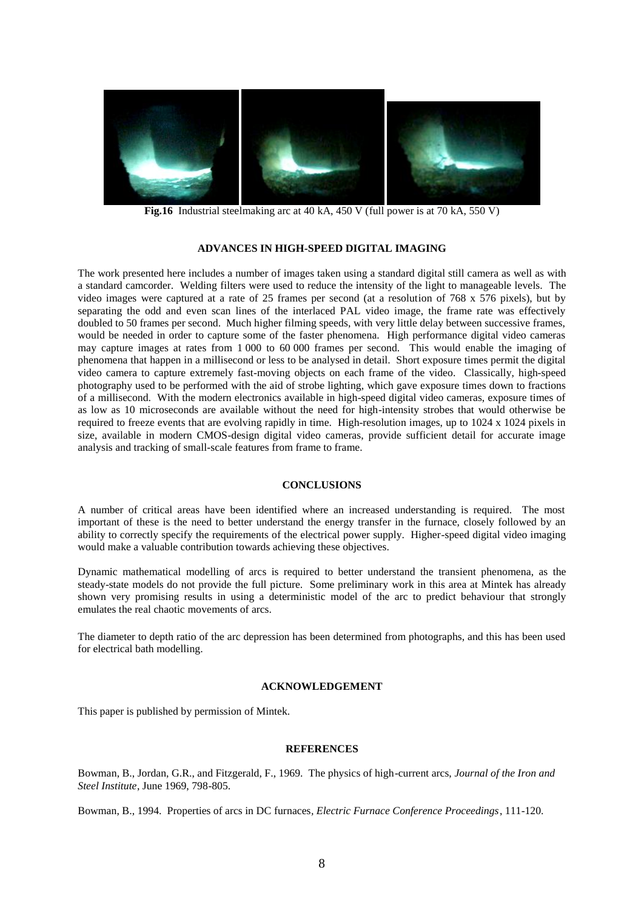**Fig.16** Industrial steelmaking arc at 40 kA, 450 V (full power is at 70 kA, 550 V)

## ADVANCES IN HIGH-SPEED DIGITAL IMAGING

The work presented here includes a number of images taken using a standard digital still camera as well as with a standard camcorder. Welding filters were used to reduce the intensity of the light to manageable levels. The video images were captured at a rate of 25 frames per second (at a resolution of 768 x 576 pixels), but by separating the odd and even scan lines of the interlaced PAL video image, the frame rate was effectively doubled to 50 frames per second. Much higher filming speeds, with very little delay between successive frames, would be needed in order to capture some of the faster phenomena. High performance digital video cameras may capture images at rates from 1 000 to 60 000 frames per second. This would enable the imaging of phenomena that happen in a millisecond or less to be analysed in detail. Short exposure times permit the digital video camera to capture extremely fast-moving objects on each frame of the video. Classically, high-speed photography used to be performed with the aid of strobe lighting, which gave exposure times down to fractions of a millisecond. With the modern electronics available in high-speed digital video cameras, exposure times of as low as 10 microseconds are available without the need for high-intensity strobes that would otherwise be required to freeze events that are evolving rapidly in time. High-resolution images, up to 1024 x 1024 pixels in size, available in modern CMOS-design digital video cameras, provide sufficient detail for accurate image analysis and tracking of small-scale features from frame to frame.

## CONCLUSIONS

A number of critical areas have been identified where an increased understanding is required. The most important of these is the need to better understand the energy transfer in the furnace, closely followed by an ability to correctly specify the requirements of the electrical power supply. Higher-speed digital video imaging would make a valuable contribution towards achieving these objectives.

Dynamic mathematical modelling of arcs is required to better understand the transient phenomena, as the steady-state models do not provide the full picture. Some preliminary work in this area at Mintek has already shown very promising results in using a deterministic model of the arc to predict behaviour that strongly emulates the real chaotic movements of arcs.

The diameter to depth ratio of the arc depression has been determined from photographs, and this has been used for electrical bath modelling.

## ACKNOWLEDGEMENT

This paper is published by permission of Mintek.

## REFERENCES

Bowman, B., Jordan, G.R., and Fitzgerald, F., 1969. The physics of high-current arcs, *Journal of the Iron and Steel Institute*, June 1969, 798-805.

Bowman, B., 1994. Properties of arcs in DC furnaces, *Electric Furnace Conference Proceedings*, 111-120.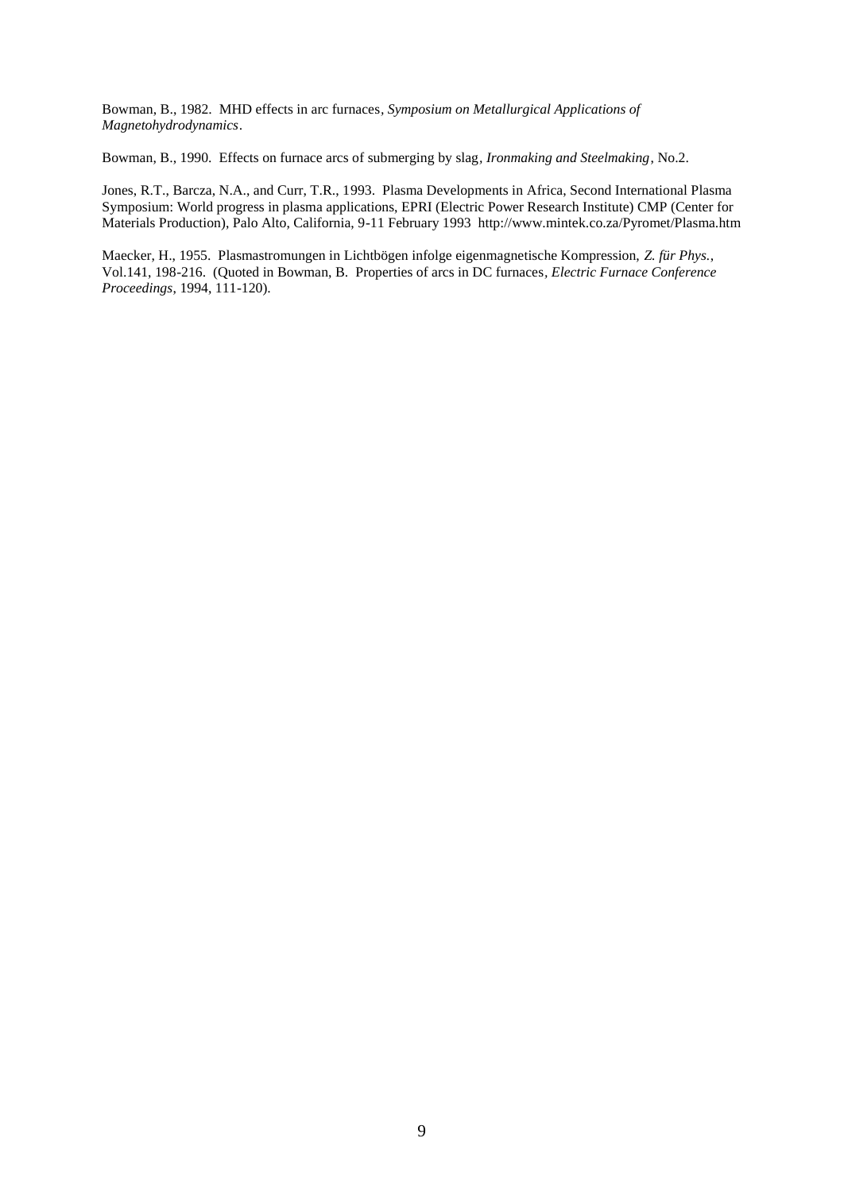Bowman, B., 1982. MHD effects in arc furnaces, *Symposium on Metallurgical Applications of Magnetohydrodynamics*.

Bowman, B., 1990. Effects on furnace arcs of submerging by slag, *Ironmaking and Steelmaking*, No.2.

Jones, R.T., Barcza, N.A., and Curr, T.R., 1993. Plasma Developments in Africa, Second International Plasma Symposium: World progress in plasma applications, EPRI (Electric Power Research Institute) CMP (Center for Materials Production), Palo Alto, California, 9-11 February 1993 http://www.mintek.co.za/Pyromet/Plasma.htm

Maecker, H., 1955. Plasmastromungen in Lichtbögen infolge eigenmagnetische Kompression, *Z. für Phys.*, Vol.141, 198-216. (Quoted in Bowman, B. Properties of arcs in DC furnaces, *Electric Furnace Conference Proceedings*, 1994, 111-120).